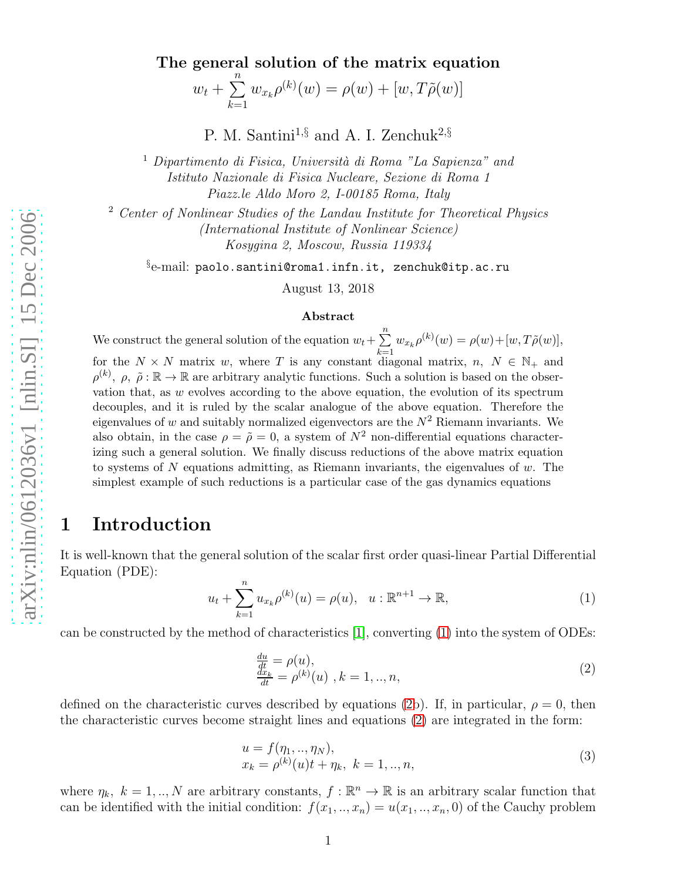# The general solution of the matrix equation $w_t + \sum_{k=1}^{n} w_{x_k} \rho^{(k)}(w) = \rho(w) + [w, T\tilde{\rho}(w)]$

P. M. Santini[1,§] and A. I. Zenchuk[2,§]

[1] *Dipartimento di Fisica, Università di Roma "La Sapienza" and Istituto Nazionale di Fisica Nucleare, Sezione di Roma 1 Piazz.le Aldo Moro 2, I-00185 Roma, Italy*

[2] *Center of Nonlinear Studies of the Landau Institute for Theoretical Physics (International Institute of Nonlinear Science) Kosygina 2, Moscow, Russia 119334*

[§]e-mail: paolo.santini@roma1.infn.it, zenchuk@itp.ac.ru

August 13, 2018

**Abstract**

We construct the general solution of the equation $w_t + \sum_{k=1}^{n} w_{x_k} \rho^{(k)}(w) = \rho(w) + [w, T\tilde{\rho}(w)]$, for the $N \times N$ matrix $w$, where $T$ is any constant diagonal matrix, $n,\ N \in \mathbb{N}_+$ and $\rho^{(k)},\ \rho,\ \tilde{\rho} : \mathbb{R} \to \mathbb{R}$ are arbitrary analytic functions. Such a solution is based on the observation that, as $w$ evolves according to the above equation, the evolution of its spectrum decouples, and it is ruled by the scalar analogue of the above equation. Therefore the eigenvalues of $w$ and suitably normalized eigenvectors are the $N^2$ Riemann invariants. We also obtain, in the case $\rho = \tilde{\rho} = 0$, a system of $N^2$ non-differential equations characterizing such a general solution. We finally discuss reductions of the above matrix equation to systems of $N$ equations admitting, as Riemann invariants, the eigenvalues of $w$. The simplest example of such reductions is a particular case of the gas dynamics equations

## 1 Introduction

It is well-known that the general solution of the scalar first order quasi-linear Partial Differential Equation (PDE):

$$u_t + \sum_{k=1}^{n} u_{x_k} \rho^{(k)}(u) = \rho(u), \quad u : \mathbb{R}^{n+1} \to \mathbb{R}, \tag{1}$$

can be constructed by the method of characteristics [1], converting (1) into the system of ODEs:

$$\begin{array}{l} \frac{du}{dt} = \rho(u), \\ \frac{dx_k}{dt} = \rho^{(k)}(u)\ , k = 1, .., n, \end{array} \tag{2}$$

defined on the characteristic curves described by equations (2b). If, in particular, $\rho = 0$, then the characteristic curves become straight lines and equations (2) are integrated in the form:

$$\begin{array}{l} u = f(\eta_1, .., \eta_N), \\ x_k = \rho^{(k)}(u)t + \eta_k,\ k = 1, .., n, \end{array} \tag{3}$$

where $\eta_k,\ k = 1, .., N$ are arbitrary constants, $f : \mathbb{R}^n \to \mathbb{R}$ is an arbitrary scalar function that can be identified with the initial condition: $f(x_1, .., x_n) = u(x_1, .., x_n, 0)$ of the Cauchy problem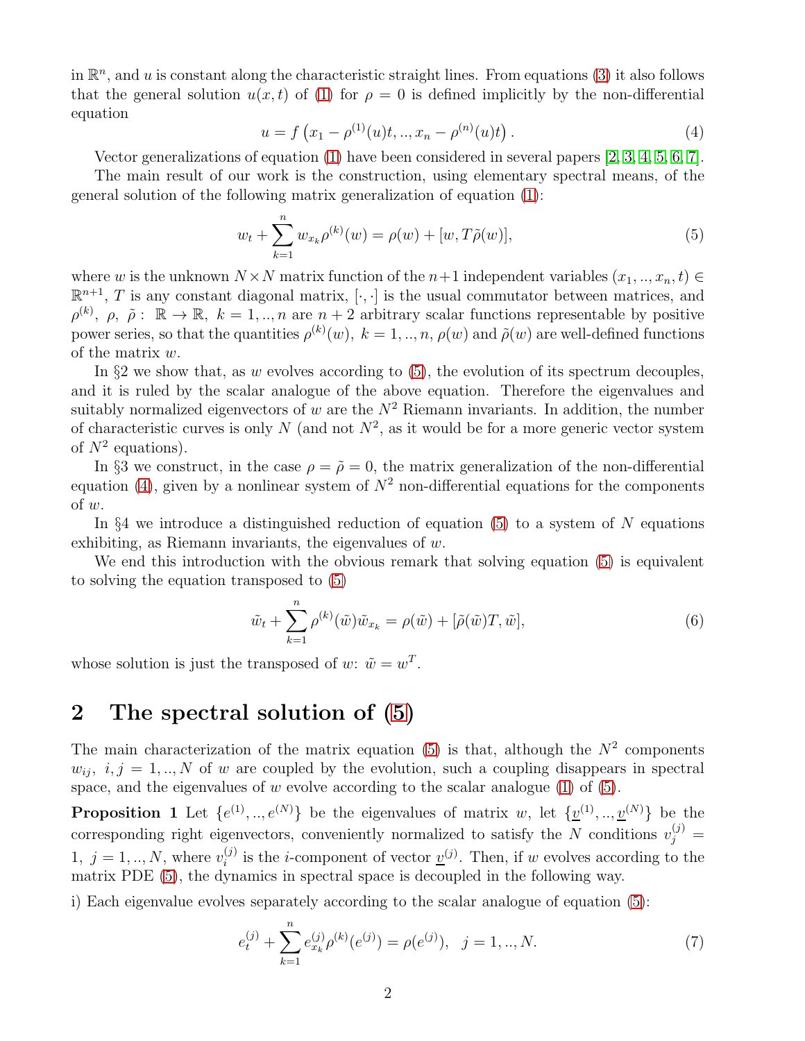in $\mathbb{R}^n$, and $u$ is constant along the characteristic straight lines. From equations (3) it also follows that the general solution $u(x,t)$ of (1) for $\rho = 0$ is defined implicitly by the non-differential equation

$$u = f\left(x_1 - \rho^{(1)}(u)t, .., x_n - \rho^{(n)}(u)t\right). \tag{4}$$

Vector generalizations of equation (1) have been considered in several papers [2, 3, 4, 5, 6, 7].

The main result of our work is the construction, using elementary spectral means, of the general solution of the following matrix generalization of equation (1):

$$w_t + \sum_{k=1}^{n} w_{x_k} \rho^{(k)}(w) = \rho(w) + [w, T\tilde{\rho}(w)], \tag{5}$$

where $w$ is the unknown $N \times N$ matrix function of the $n+1$ independent variables $(x_1, .., x_n, t) \in \mathbb{R}^{n+1}$, $T$ is any constant diagonal matrix, $[\cdot, \cdot]$ is the usual commutator between matrices, and $\rho^{(k)}, \ \rho, \ \tilde{\rho} : \ \mathbb{R} \to \mathbb{R}, \ k = 1, .., n$ are $n+2$ arbitrary scalar functions representable by positive power series, so that the quantities $\rho^{(k)}(w), \ k = 1, .., n$, $\rho(w)$ and $\tilde{\rho}(w)$ are well-defined functions of the matrix $w$.

In §2 we show that, as $w$ evolves according to (5), the evolution of its spectrum decouples, and it is ruled by the scalar analogue of the above equation. Therefore the eigenvalues and suitably normalized eigenvectors of $w$ are the $N^2$ Riemann invariants. In addition, the number of characteristic curves is only $N$ (and not $N^2$, as it would be for a more generic vector system of $N^2$ equations).

In §3 we construct, in the case $\rho = \tilde{\rho} = 0$, the matrix generalization of the non-differential equation (4), given by a nonlinear system of $N^2$ non-differential equations for the components of $w$.

In §4 we introduce a distinguished reduction of equation (5) to a system of $N$ equations exhibiting, as Riemann invariants, the eigenvalues of $w$.

We end this introduction with the obvious remark that solving equation (5) is equivalent to solving the equation transposed to (5)

$$\tilde{w}_t + \sum_{k=1}^{n} \rho^{(k)}(\tilde{w}) \tilde{w}_{x_k} = \rho(\tilde{w}) + [\tilde{\rho}(\tilde{w})T, \tilde{w}], \tag{6}$$

whose solution is just the transposed of $w$: $\tilde{w} = w^T$.

## 2 The spectral solution of (5)

The main characterization of the matrix equation (5) is that, although the $N^2$ components $w_{ij}, \ i, j = 1, .., N$ of $w$ are coupled by the evolution, such a coupling disappears in spectral space, and the eigenvalues of $w$ evolve according to the scalar analogue (1) of (5).

**Proposition 1** Let $\{e^{(1)}, .., e^{(N)}\}$ be the eigenvalues of matrix $w$, let $\{\underline{v}^{(1)}, .., \underline{v}^{(N)}\}$ be the corresponding right eigenvectors, conveniently normalized to satisfy the $N$ conditions $v^{(j)}_j = 1, \ j = 1, .., N$, where $v^{(j)}_i$ is the $i$-component of vector $\underline{v}^{(j)}$. Then, if $w$ evolves according to the matrix PDE (5), the dynamics in spectral space is decoupled in the following way.

i) Each eigenvalue evolves separately according to the scalar analogue of equation (5):

$$e^{(j)}_t + \sum_{k=1}^{n} e^{(j)}_{x_k} \rho^{(k)}(e^{(j)}) = \rho(e^{(j)}), \quad j = 1, .., N. \tag{7}$$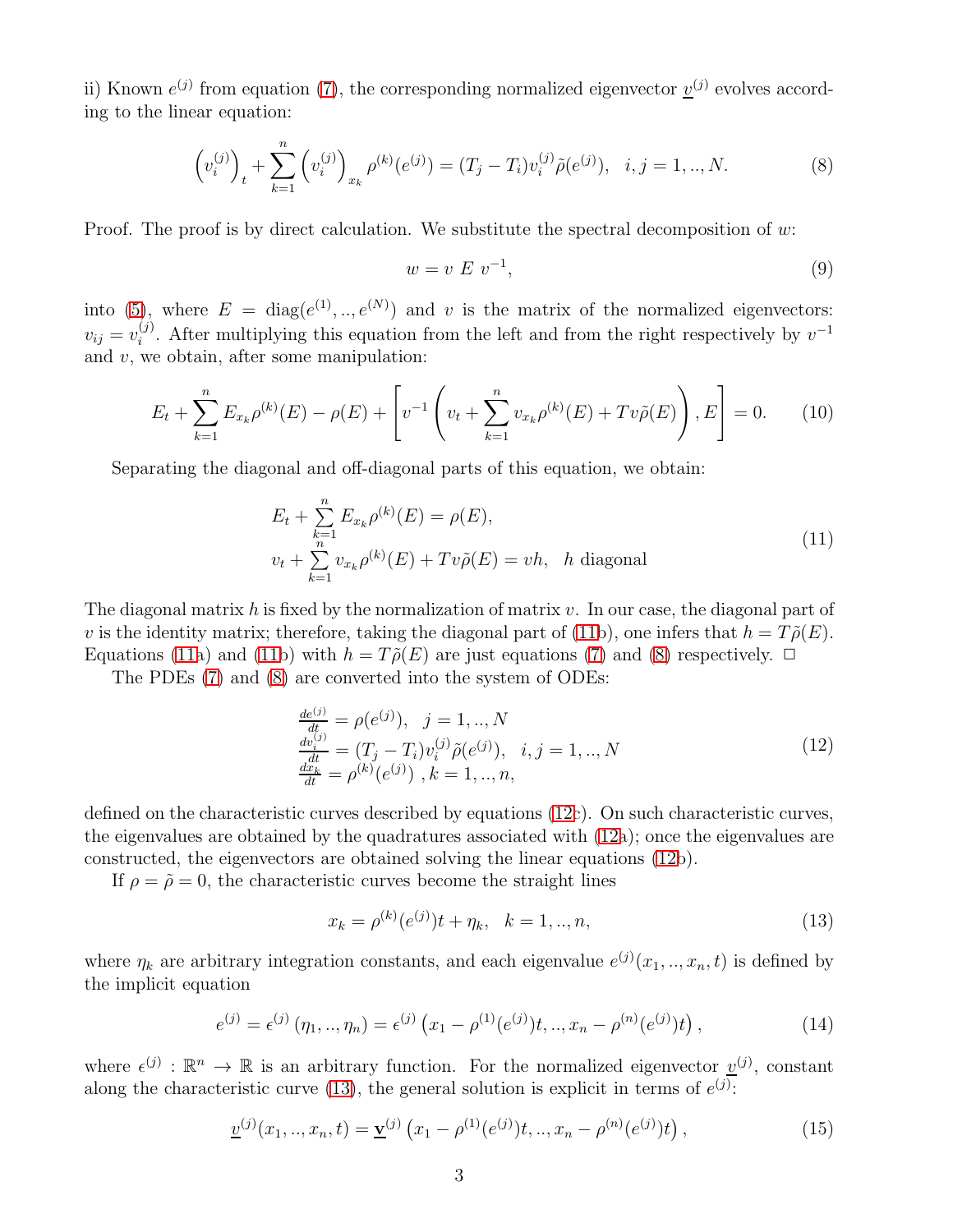ii) Known $e^{(j)}$ from equation (7), the corresponding normalized eigenvector $\underline{v}^{(j)}$ evolves according to the linear equation:

$$\left(v_i^{(j)}\right)_t + \sum_{k=1}^{n} \left(v_i^{(j)}\right)_{x_k} \rho^{(k)}(e^{(j)}) = (T_j - T_i) v_i^{(j)} \tilde{\rho}(e^{(j)}), \quad i, j = 1, .., N. \tag{8}$$

Proof. The proof is by direct calculation. We substitute the spectral decomposition of $w$:

$$w = v \; E \; v^{-1}, \tag{9}$$

into (5), where $E = \mathrm{diag}(e^{(1)}, .., e^{(N)})$ and $v$ is the matrix of the normalized eigenvectors: $v_{ij} = v_i^{(j)}$. After multiplying this equation from the left and from the right respectively by $v^{-1}$ and $v$, we obtain, after some manipulation:

$$E_t + \sum_{k=1}^{n} E_{x_k} \rho^{(k)}(E) - \rho(E) + \left[ v^{-1} \left( v_t + \sum_{k=1}^{n} v_{x_k} \rho^{(k)}(E) + T v \tilde{\rho}(E) \right), E \right] = 0. \tag{10}$$

Separating the diagonal and off-diagonal parts of this equation, we obtain:

$$\begin{array}{l} E_t + \sum\limits_{k=1}^{n} E_{x_k} \rho^{(k)}(E) = \rho(E), \\ v_t + \sum\limits_{k=1}^{n} v_{x_k} \rho^{(k)}(E) + T v \tilde{\rho}(E) = v h, \quad h \text{ diagonal} \end{array} \tag{11}$$

The diagonal matrix $h$ is fixed by the normalization of matrix $v$. In our case, the diagonal part of $v$ is the identity matrix; therefore, taking the diagonal part of (11b), one infers that $h = T\tilde{\rho}(E)$. Equations (11a) and (11b) with $h = T\tilde{\rho}(E)$ are just equations (7) and (8) respectively. $\square$

The PDEs (7) and (8) are converted into the system of ODEs:

$$\begin{array}{l} \frac{de^{(j)}}{dt} = \rho(e^{(j)}), \quad j = 1, .., N \\ \frac{dv_i^{(j)}}{dt} = (T_j - T_i) v_i^{(j)} \tilde{\rho}(e^{(j)}), \quad i, j = 1, .., N \\ \frac{dx_k}{dt} = \rho^{(k)}(e^{(j)}) \;, k = 1, .., n, \end{array} \tag{12}$$

defined on the characteristic curves described by equations (12c). On such characteristic curves, the eigenvalues are obtained by the quadratures associated with (12a); once the eigenvalues are constructed, the eigenvectors are obtained solving the linear equations (12b).

If $\rho = \tilde{\rho} = 0$, the characteristic curves become the straight lines

$$x_k = \rho^{(k)}(e^{(j)}) t + \eta_k, \quad k = 1, .., n, \tag{13}$$

where $\eta_k$ are arbitrary integration constants, and each eigenvalue $e^{(j)}(x_1, .., x_n, t)$ is defined by the implicit equation

$$e^{(j)} = \epsilon^{(j)} \left( \eta_1, .., \eta_n \right) = \epsilon^{(j)} \left( x_1 - \rho^{(1)}(e^{(j)}) t, .., x_n - \rho^{(n)}(e^{(j)}) t \right), \tag{14}$$

where $\epsilon^{(j)} : \mathbb{R}^n \to \mathbb{R}$ is an arbitrary function. For the normalized eigenvector $\underline{v}^{(j)}$, constant along the characteristic curve (13), the general solution is explicit in terms of $e^{(j)}$:

$$\underline{v}^{(j)}(x_1, .., x_n, t) = \underline{\mathbf{v}}^{(j)} \left( x_1 - \rho^{(1)}(e^{(j)}) t, .., x_n - \rho^{(n)}(e^{(j)}) t \right), \tag{15}$$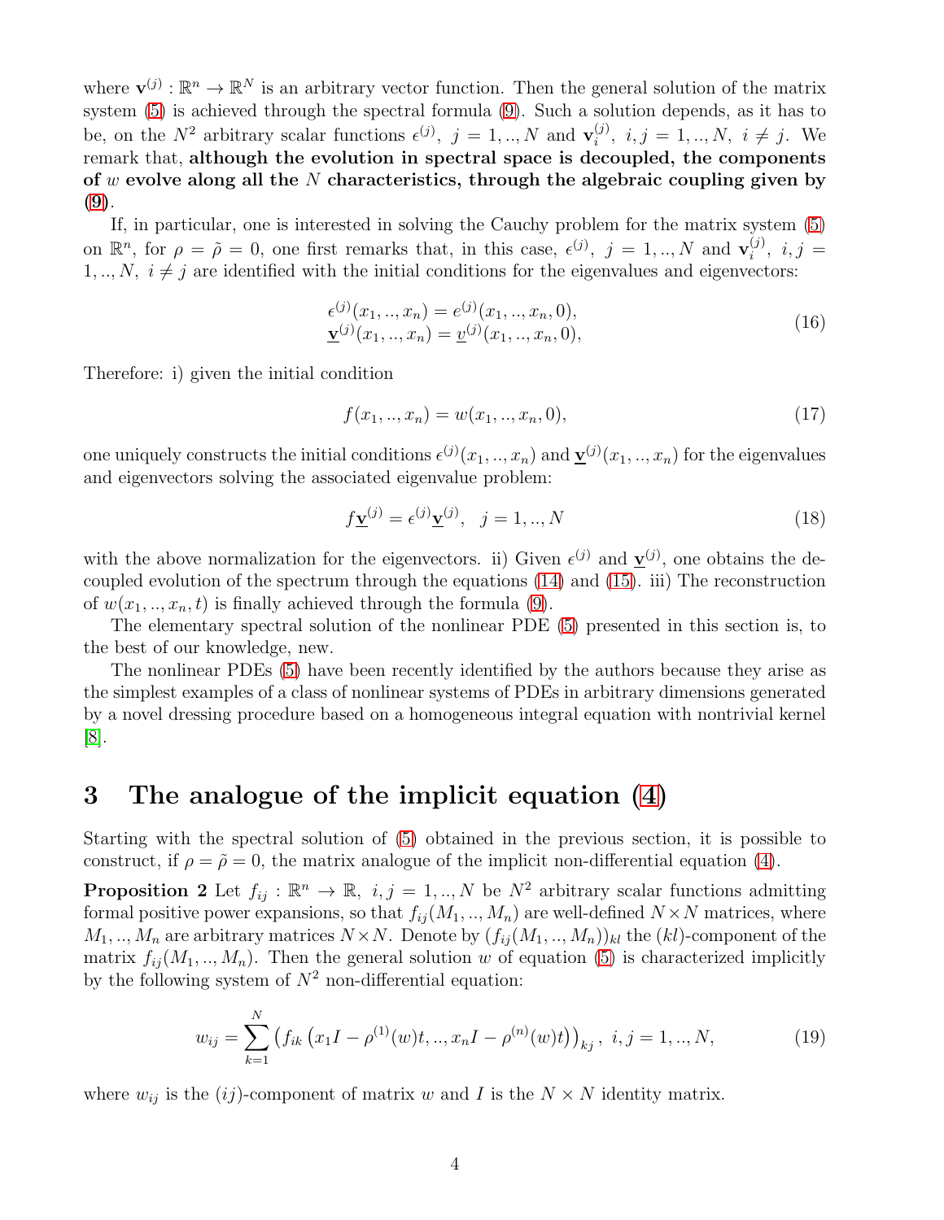where $\mathbf{v}^{(j)} : \mathbb{R}^n \to \mathbb{R}^N$ is an arbitrary vector function. Then the general solution of the matrix system (5) is achieved through the spectral formula (9). Such a solution depends, as it has to be, on the $N^2$ arbitrary scalar functions $\epsilon^{(j)},\ j = 1, .., N$ and $\mathbf{v}_i^{(j)},\ i, j = 1, .., N,\ i \neq j$. We remark that, **although the evolution in spectral space is decoupled, the components of $w$ evolve along all the $N$ characteristics, through the algebraic coupling given by (9)**.

If, in particular, one is interested in solving the Cauchy problem for the matrix system (5) on $\mathbb{R}^n$, for $\rho = \tilde{\rho} = 0$, one first remarks that, in this case, $\epsilon^{(j)},\ j = 1, .., N$ and $\mathbf{v}_i^{(j)},\ i, j = 1, .., N,\ i \neq j$ are identified with the initial conditions for the eigenvalues and eigenvectors:

$$
\begin{aligned}
\epsilon^{(j)}(x_1, .., x_n) &= e^{(j)}(x_1, .., x_n, 0), \\
\underline{\mathbf{v}}^{(j)}(x_1, .., x_n) &= \underline{v}^{(j)}(x_1, .., x_n, 0),
\end{aligned}
\tag{16}
$$

Therefore: i) given the initial condition

$$
f(x_1, .., x_n) = w(x_1, .., x_n, 0), \tag{17}
$$

one uniquely constructs the initial conditions $\epsilon^{(j)}(x_1, .., x_n)$ and $\underline{\mathbf{v}}^{(j)}(x_1, .., x_n)$ for the eigenvalues and eigenvectors solving the associated eigenvalue problem:

$$
f\underline{\mathbf{v}}^{(j)} = \epsilon^{(j)}\underline{\mathbf{v}}^{(j)}, \quad j = 1, .., N \tag{18}
$$

with the above normalization for the eigenvectors. ii) Given $\epsilon^{(j)}$ and $\underline{\mathbf{v}}^{(j)}$, one obtains the decoupled evolution of the spectrum through the equations (14) and (15). iii) The reconstruction of $w(x_1, .., x_n, t)$ is finally achieved through the formula (9).

The elementary spectral solution of the nonlinear PDE (5) presented in this section is, to the best of our knowledge, new.

The nonlinear PDEs (5) have been recently identified by the authors because they arise as the simplest examples of a class of nonlinear systems of PDEs in arbitrary dimensions generated by a novel dressing procedure based on a homogeneous integral equation with nontrivial kernel [8].

# 3 The analogue of the implicit equation (4)

Starting with the spectral solution of (5) obtained in the previous section, it is possible to construct, if $\rho = \tilde{\rho} = 0$, the matrix analogue of the implicit non-differential equation (4).

**Proposition 2** Let $f_{ij} : \mathbb{R}^n \to \mathbb{R},\ i, j = 1, .., N$ be $N^2$ arbitrary scalar functions admitting formal positive power expansions, so that $f_{ij}(M_1, .., M_n)$ are well-defined $N \times N$ matrices, where $M_1, .., M_n$ are arbitrary matrices $N \times N$. Denote by $(f_{ij}(M_1, .., M_n))_{kl}$ the $(kl)$-component of the matrix $f_{ij}(M_1, .., M_n)$. Then the general solution $w$ of equation (5) is characterized implicitly by the following system of $N^2$ non-differential equation:

$$
w_{ij} = \sum_{k=1}^{N} \left( f_{ik} \left( x_1 I - \rho^{(1)}(w)t, .., x_n I - \rho^{(n)}(w)t \right) \right)_{kj}, \ i, j = 1, .., N, \tag{19}
$$

where $w_{ij}$ is the $(ij)$-component of matrix $w$ and $I$ is the $N \times N$ identity matrix.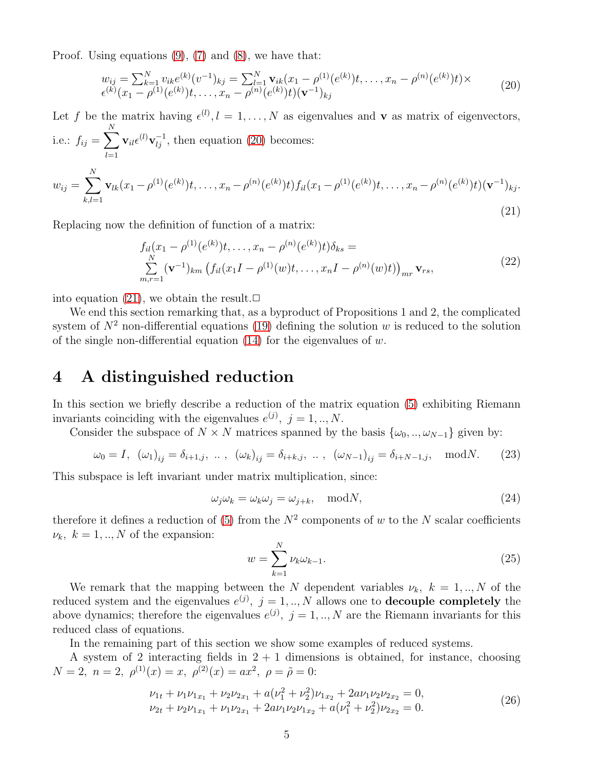Proof. Using equations (9), (7) and (8), we have that:

$$
\begin{aligned}
w_{ij} = \sum_{k=1}^{N} v_{ik} e^{(k)} (v^{-1})_{kj} = \sum_{l=1}^{N} \mathbf{v}_{ik}(x_1 - \rho^{(1)}(e^{(k)})t, \ldots, x_n - \rho^{(n)}(e^{(k)})t) \times \\
\epsilon^{(k)}(x_1 - \rho^{(1)}(e^{(k)})t, \ldots, x_n - \rho^{(n)}(e^{(k)})t)(\mathbf{v}^{-1})_{kj}
\end{aligned}
\tag{20}
$$

Let $f$ be the matrix having $\epsilon^{(l)}, l = 1, \ldots, N$ as eigenvalues and $\mathbf{v}$ as matrix of eigenvectors, i.e.: $f_{ij} = \sum_{l=1}^{N} \mathbf{v}_{il} \epsilon^{(l)} \mathbf{v}^{-1}_{lj}$, then equation (20) becomes:

$$
w_{ij} = \sum_{k,l=1}^{N} \mathbf{v}_{lk}(x_1 - \rho^{(1)}(e^{(k)})t, \ldots, x_n - \rho^{(n)}(e^{(k)})t) f_{il}(x_1 - \rho^{(1)}(e^{(k)})t, \ldots, x_n - \rho^{(n)}(e^{(k)})t)(\mathbf{v}^{-1})_{kj}.
\tag{21}
$$

Replacing now the definition of function of a matrix:

$$
\begin{aligned}
& f_{il}(x_1 - \rho^{(1)}(e^{(k)})t, \ldots, x_n - \rho^{(n)}(e^{(k)})t)\delta_{ks} = \\
& \sum_{m,r=1}^{N} (\mathbf{v}^{-1})_{km} \left( f_{il}(x_1 I - \rho^{(1)}(w)t, \ldots, x_n I - \rho^{(n)}(w)t) \right)_{mr} \mathbf{v}_{rs},
\end{aligned}
\tag{22}
$$

into equation (21), we obtain the result.□

We end this section remarking that, as a byproduct of Propositions 1 and 2, the complicated system of $N^2$ non-differential equations (19) defining the solution $w$ is reduced to the solution of the single non-differential equation (14) for the eigenvalues of $w$.

# 4 A distinguished reduction

In this section we briefly describe a reduction of the matrix equation (5) exhibiting Riemann invariants coinciding with the eigenvalues $e^{(j)},\ j = 1, .., N$.

Consider the subspace of $N \times N$ matrices spanned by the basis $\{\omega_0, .., \omega_{N-1}\}$ given by:

$$
\omega_0 = I,\ \ (\omega_1)_{ij} = \delta_{i+1,j},\ ..\ ,\ \ (\omega_k)_{ij} = \delta_{i+k,j},\ ..\ ,\ \ (\omega_{N-1})_{ij} = \delta_{i+N-1,j}, \quad \mathrm{mod} N.
\tag{23}
$$

This subspace is left invariant under matrix multiplication, since:

$$
\omega_j \omega_k = \omega_k \omega_j = \omega_{j+k}, \quad \mathrm{mod} N,
\tag{24}
$$

therefore it defines a reduction of (5) from the $N^2$ components of $w$ to the $N$ scalar coefficients $\nu_k,\ k = 1, .., N$ of the expansion:

$$
w = \sum_{k=1}^{N} \nu_k \omega_{k-1}.
\tag{25}
$$

We remark that the mapping between the $N$ dependent variables $\nu_k,\ k = 1, .., N$ of the reduced system and the eigenvalues $e^{(j)},\ j = 1, .., N$ allows one to **decouple completely** the above dynamics; therefore the eigenvalues $e^{(j)},\ j = 1, .., N$ are the Riemann invariants for this reduced class of equations.

In the remaining part of this section we show some examples of reduced systems.

A system of 2 interacting fields in $2+1$ dimensions is obtained, for instance, choosing $N = 2,\ n = 2,\ \rho^{(1)}(x) = x,\ \rho^{(2)}(x) = ax^2,\ \rho = \tilde{\rho} = 0$:

$$
\begin{aligned}
& \nu_{1t} + \nu_1 \nu_{1x_1} + \nu_2 \nu_{2x_1} + a(\nu_1^2 + \nu_2^2)\nu_{1x_2} + 2a\nu_1\nu_2\nu_{2x_2} = 0, \\
& \nu_{2t} + \nu_2 \nu_{1x_1} + \nu_1 \nu_{2x_1} + 2a\nu_1\nu_2\nu_{1x_2} + a(\nu_1^2 + \nu_2^2)\nu_{2x_2} = 0.
\end{aligned}
\tag{26}
$$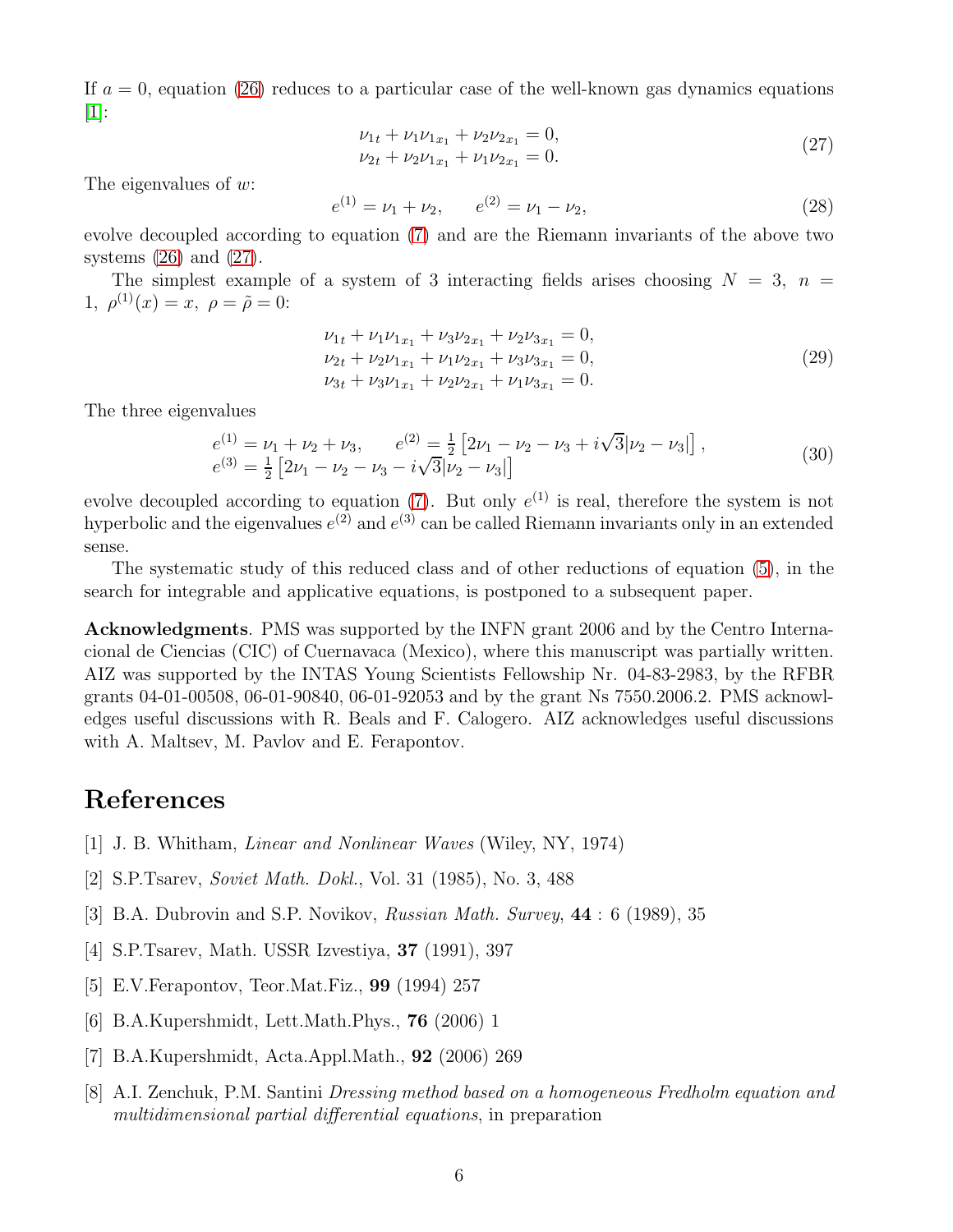If $a = 0$, equation (26) reduces to a particular case of the well-known gas dynamics equations [1]:

$$
\begin{array}{l}
\nu_{1t} + \nu_1 \nu_{1x_1} + \nu_2 \nu_{2x_1} = 0, \\
\nu_{2t} + \nu_2 \nu_{1x_1} + \nu_1 \nu_{2x_1} = 0.
\end{array}
\tag{27}
$$

The eigenvalues of $w$:

$$
e^{(1)} = \nu_1 + \nu_2, \qquad e^{(2)} = \nu_1 - \nu_2,
\tag{28}
$$

evolve decoupled according to equation (7) and are the Riemann invariants of the above two systems (26) and (27).

The simplest example of a system of 3 interacting fields arises choosing $N = 3$, $n = 1$, $\rho^{(1)}(x) = x$, $\rho = \tilde{\rho} = 0$:

$$
\begin{array}{l}
\nu_{1t} + \nu_1 \nu_{1x_1} + \nu_3 \nu_{2x_1} + \nu_2 \nu_{3x_1} = 0, \\
\nu_{2t} + \nu_2 \nu_{1x_1} + \nu_1 \nu_{2x_1} + \nu_3 \nu_{3x_1} = 0, \\
\nu_{3t} + \nu_3 \nu_{1x_1} + \nu_2 \nu_{2x_1} + \nu_1 \nu_{3x_1} = 0.
\end{array}
\tag{29}
$$

The three eigenvalues

$$
\begin{array}{l}
e^{(1)} = \nu_1 + \nu_2 + \nu_3, \qquad e^{(2)} = \frac{1}{2}\left[2\nu_1 - \nu_2 - \nu_3 + i\sqrt{3}|\nu_2 - \nu_3|\right], \\
e^{(3)} = \frac{1}{2}\left[2\nu_1 - \nu_2 - \nu_3 - i\sqrt{3}|\nu_2 - \nu_3|\right]
\end{array}
\tag{30}
$$

evolve decoupled according to equation (7). But only $e^{(1)}$ is real, therefore the system is not hyperbolic and the eigenvalues $e^{(2)}$ and $e^{(3)}$ can be called Riemann invariants only in an extended sense.

The systematic study of this reduced class and of other reductions of equation (5), in the search for integrable and applicative equations, is postponed to a subsequent paper.

**Acknowledgments**. PMS was supported by the INFN grant 2006 and by the Centro Internacional de Ciencias (CIC) of Cuernavaca (Mexico), where this manuscript was partially written. AIZ was supported by the INTAS Young Scientists Fellowship Nr. 04-83-2983, by the RFBR grants 04-01-00508, 06-01-90840, 06-01-92053 and by the grant Ns 7550.2006.2. PMS acknowledges useful discussions with R. Beals and F. Calogero. AIZ acknowledges useful discussions with A. Maltsev, M. Pavlov and E. Ferapontov.

# References

[1] J. B. Whitham, *Linear and Nonlinear Waves* (Wiley, NY, 1974)

[2] S.P.Tsarev, *Soviet Math. Dokl.*, Vol. 31 (1985), No. 3, 488

[3] B.A. Dubrovin and S.P. Novikov, *Russian Math. Survey*, **44** : 6 (1989), 35

[4] S.P.Tsarev, Math. USSR Izvestiya, **37** (1991), 397

[5] E.V.Ferapontov, Teor.Mat.Fiz., **99** (1994) 257

[6] B.A.Kupershmidt, Lett.Math.Phys., **76** (2006) 1

[7] B.A.Kupershmidt, Acta.Appl.Math., **92** (2006) 269

[8] A.I. Zenchuk, P.M. Santini *Dressing method based on a homogeneous Fredholm equation and multidimensional partial differential equations*, in preparation